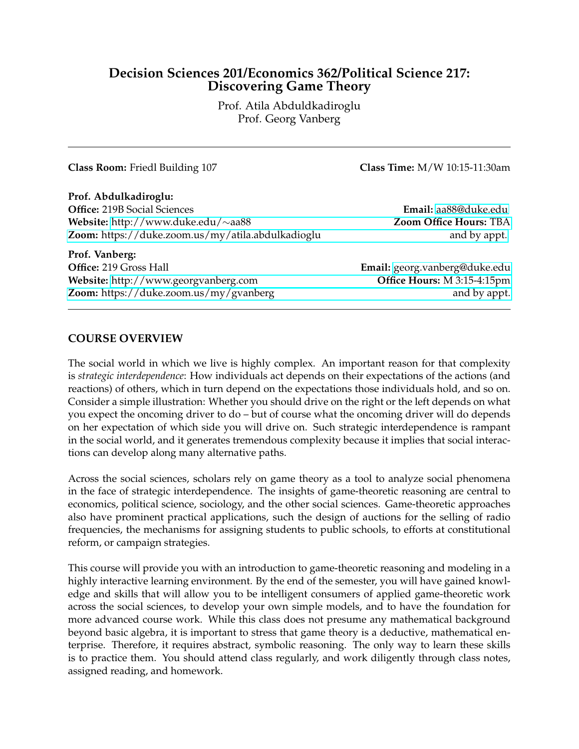# Decision Sciences 201/Economics 362/Political Science 217: Discovering Game Theory

Prof. Atila Abduldkadiroglu
Prof. Georg Vanberg

---

**Class Room:** Friedl Building 107 | **Class Time:** M/W 10:15-11:30am

**Prof. Abdulkadiroglu:**
**Office:** 219B Social Sciences | **Email:** aa88@duke.edu
**Website:** http://www.duke.edu/∼aa88 | **Zoom Office Hours:** TBA
**Zoom:** https://duke.zoom.us/my/atila.abdulkadioglu | and by appt.

**Prof. Vanberg:**
**Office:** 219 Gross Hall | **Email:** georg.vanberg@duke.edu
**Website:** http://www.georgvanberg.com | **Office Hours:** M 3:15-4:15pm
**Zoom:** https://duke.zoom.us/my/gvanberg | and by appt.

---

## COURSE OVERVIEW

The social world in which we live is highly complex. An important reason for that complexity is *strategic interdependence*: How individuals act depends on their expectations of the actions (and reactions) of others, which in turn depend on the expectations those individuals hold, and so on. Consider a simple illustration: Whether you should drive on the right or the left depends on what you expect the oncoming driver to do – but of course what the oncoming driver will do depends on her expectation of which side you will drive on. Such strategic interdependence is rampant in the social world, and it generates tremendous complexity because it implies that social interactions can develop along many alternative paths.

Across the social sciences, scholars rely on game theory as a tool to analyze social phenomena in the face of strategic interdependence. The insights of game-theoretic reasoning are central to economics, political science, sociology, and the other social sciences. Game-theoretic approaches also have prominent practical applications, such the design of auctions for the selling of radio frequencies, the mechanisms for assigning students to public schools, to efforts at constitutional reform, or campaign strategies.

This course will provide you with an introduction to game-theoretic reasoning and modeling in a highly interactive learning environment. By the end of the semester, you will have gained knowledge and skills that will allow you to be intelligent consumers of applied game-theoretic work across the social sciences, to develop your own simple models, and to have the foundation for more advanced course work. While this class does not presume any mathematical background beyond basic algebra, it is important to stress that game theory is a deductive, mathematical enterprise. Therefore, it requires abstract, symbolic reasoning. The only way to learn these skills is to practice them. You should attend class regularly, and work diligently through class notes, assigned reading, and homework.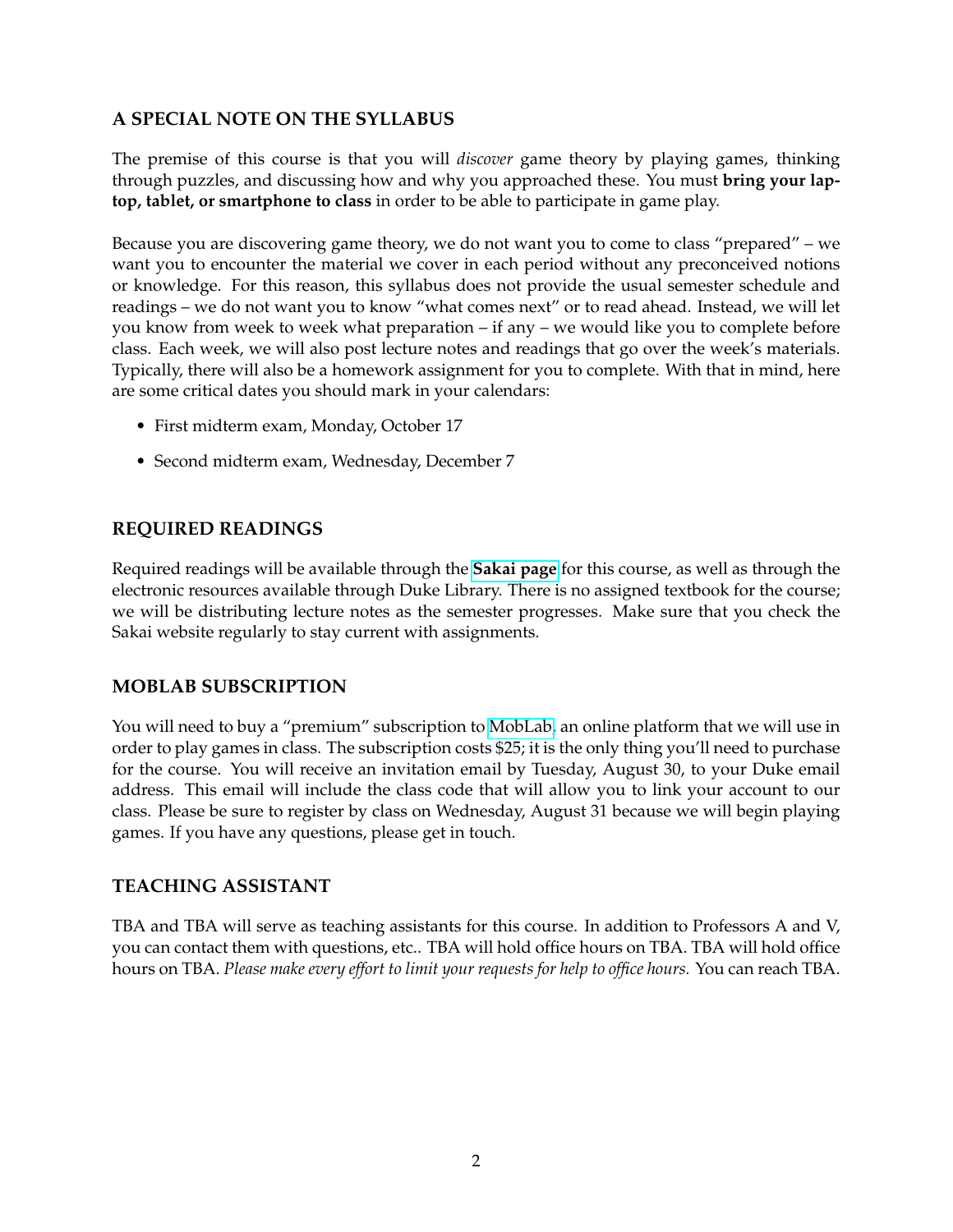## A SPECIAL NOTE ON THE SYLLABUS

The premise of this course is that you will *discover* game theory by playing games, thinking through puzzles, and discussing how and why you approached these. You must **bring your laptop, tablet, or smartphone to class** in order to be able to participate in game play.

Because you are discovering game theory, we do not want you to come to class "prepared" – we want you to encounter the material we cover in each period without any preconceived notions or knowledge. For this reason, this syllabus does not provide the usual semester schedule and readings – we do not want you to know "what comes next" or to read ahead. Instead, we will let you know from week to week what preparation – if any – we would like you to complete before class. Each week, we will also post lecture notes and readings that go over the week's materials. Typically, there will also be a homework assignment for you to complete. With that in mind, here are some critical dates you should mark in your calendars:

- First midterm exam, Monday, October 17
- Second midterm exam, Wednesday, December 7

## REQUIRED READINGS

Required readings will be available through the **Sakai page** for this course, as well as through the electronic resources available through Duke Library. There is no assigned textbook for the course; we will be distributing lecture notes as the semester progresses. Make sure that you check the Sakai website regularly to stay current with assignments.

## MOBLAB SUBSCRIPTION

You will need to buy a "premium" subscription to MobLab, an online platform that we will use in order to play games in class. The subscription costs $25; it is the only thing you'll need to purchase for the course. You will receive an invitation email by Tuesday, August 30, to your Duke email address. This email will include the class code that will allow you to link your account to our class. Please be sure to register by class on Wednesday, August 31 because we will begin playing games. If you have any questions, please get in touch.

## TEACHING ASSISTANT

TBA and TBA will serve as teaching assistants for this course. In addition to Professors A and V, you can contact them with questions, etc.. TBA will hold office hours on TBA. TBA will hold office hours on TBA. *Please make every effort to limit your requests for help to office hours.* You can reach TBA.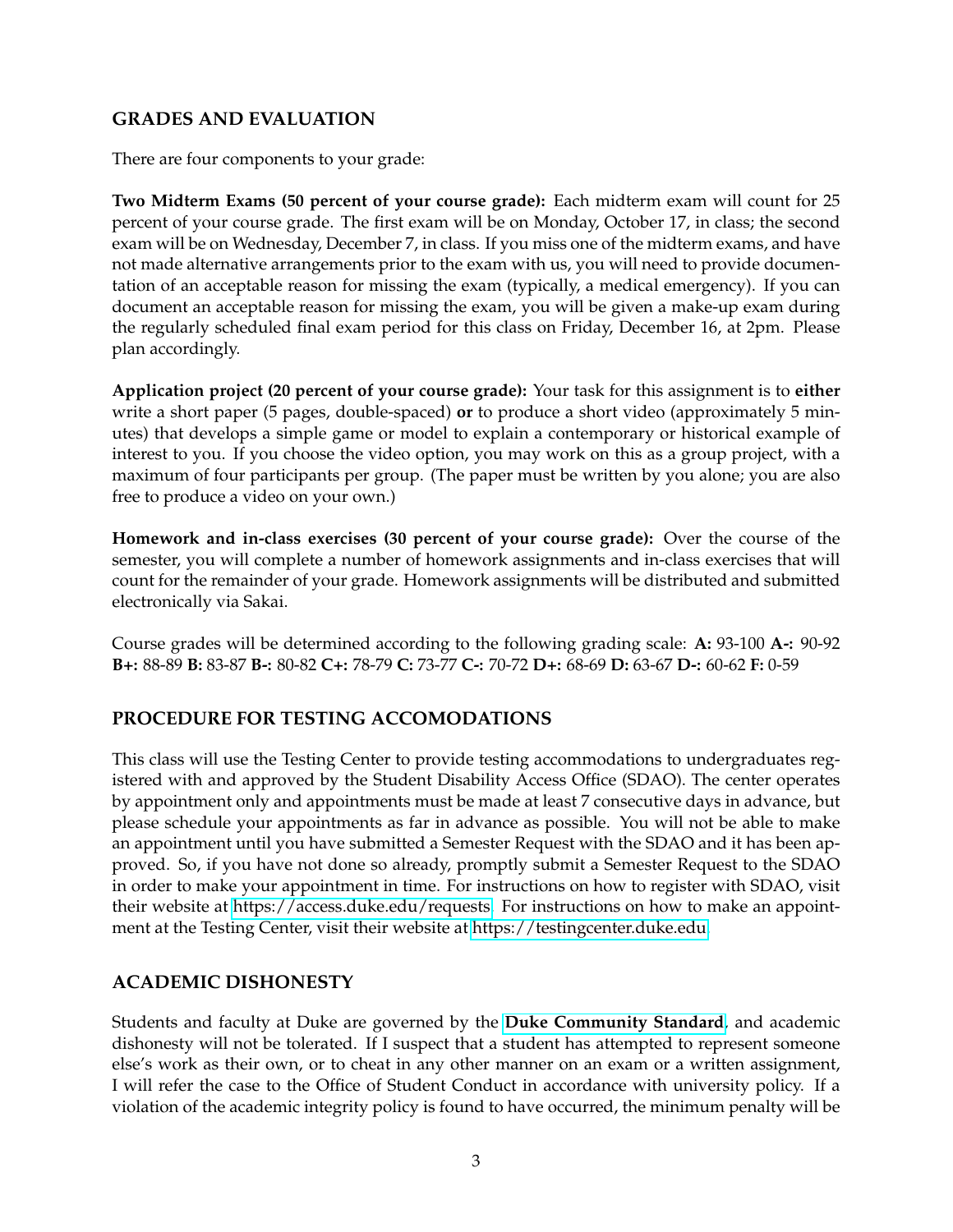## GRADES AND EVALUATION

There are four components to your grade:

**Two Midterm Exams (50 percent of your course grade):** Each midterm exam will count for 25 percent of your course grade. The first exam will be on Monday, October 17, in class; the second exam will be on Wednesday, December 7, in class. If you miss one of the midterm exams, and have not made alternative arrangements prior to the exam with us, you will need to provide documentation of an acceptable reason for missing the exam (typically, a medical emergency). If you can document an acceptable reason for missing the exam, you will be given a make-up exam during the regularly scheduled final exam period for this class on Friday, December 16, at 2pm. Please plan accordingly.

**Application project (20 percent of your course grade):** Your task for this assignment is to **either** write a short paper (5 pages, double-spaced) **or** to produce a short video (approximately 5 minutes) that develops a simple game or model to explain a contemporary or historical example of interest to you. If you choose the video option, you may work on this as a group project, with a maximum of four participants per group. (The paper must be written by you alone; you are also free to produce a video on your own.)

**Homework and in-class exercises (30 percent of your course grade):** Over the course of the semester, you will complete a number of homework assignments and in-class exercises that will count for the remainder of your grade. Homework assignments will be distributed and submitted electronically via Sakai.

Course grades will be determined according to the following grading scale: **A:** 93-100 **A-:** 90-92 **B+:** 88-89 **B:** 83-87 **B-:** 80-82 **C+:** 78-79 **C:** 73-77 **C-:** 70-72 **D+:** 68-69 **D:** 63-67 **D-:** 60-62 **F:** 0-59

## PROCEDURE FOR TESTING ACCOMODATIONS

This class will use the Testing Center to provide testing accommodations to undergraduates registered with and approved by the Student Disability Access Office (SDAO). The center operates by appointment only and appointments must be made at least 7 consecutive days in advance, but please schedule your appointments as far in advance as possible. You will not be able to make an appointment until you have submitted a Semester Request with the SDAO and it has been approved. So, if you have not done so already, promptly submit a Semester Request to the SDAO in order to make your appointment in time. For instructions on how to register with SDAO, visit their website at https://access.duke.edu/requests. For instructions on how to make an appointment at the Testing Center, visit their website at https://testingcenter.duke.edu.

## ACADEMIC DISHONESTY

Students and faculty at Duke are governed by the **Duke Community Standard**, and academic dishonesty will not be tolerated. If I suspect that a student has attempted to represent someone else's work as their own, or to cheat in any other manner on an exam or a written assignment, I will refer the case to the Office of Student Conduct in accordance with university policy. If a violation of the academic integrity policy is found to have occurred, the minimum penalty will be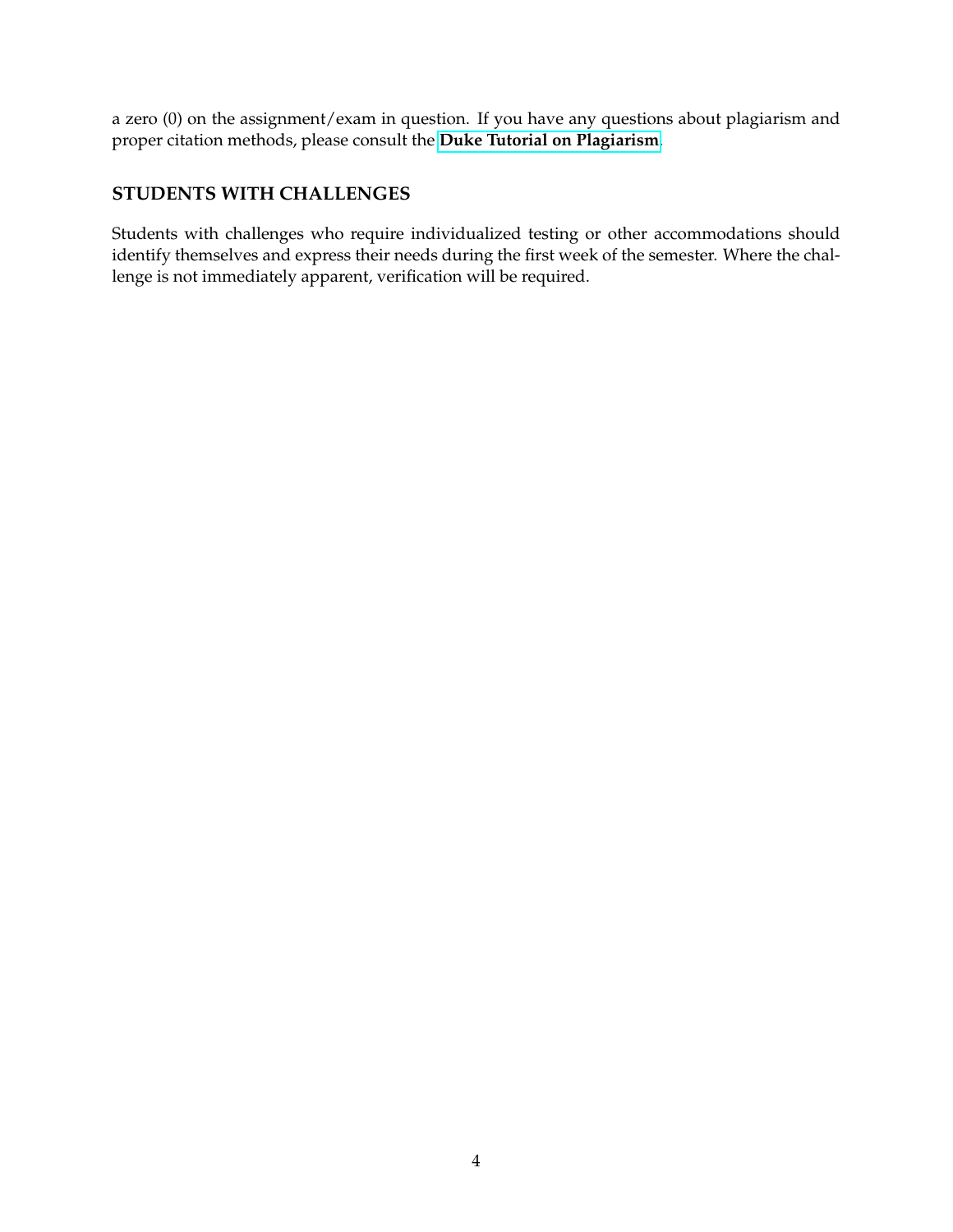a zero (0) on the assignment/exam in question. If you have any questions about plagiarism and proper citation methods, please consult the **Duke Tutorial on Plagiarism**.

## STUDENTS WITH CHALLENGES

Students with challenges who require individualized testing or other accommodations should identify themselves and express their needs during the first week of the semester. Where the challenge is not immediately apparent, verification will be required.